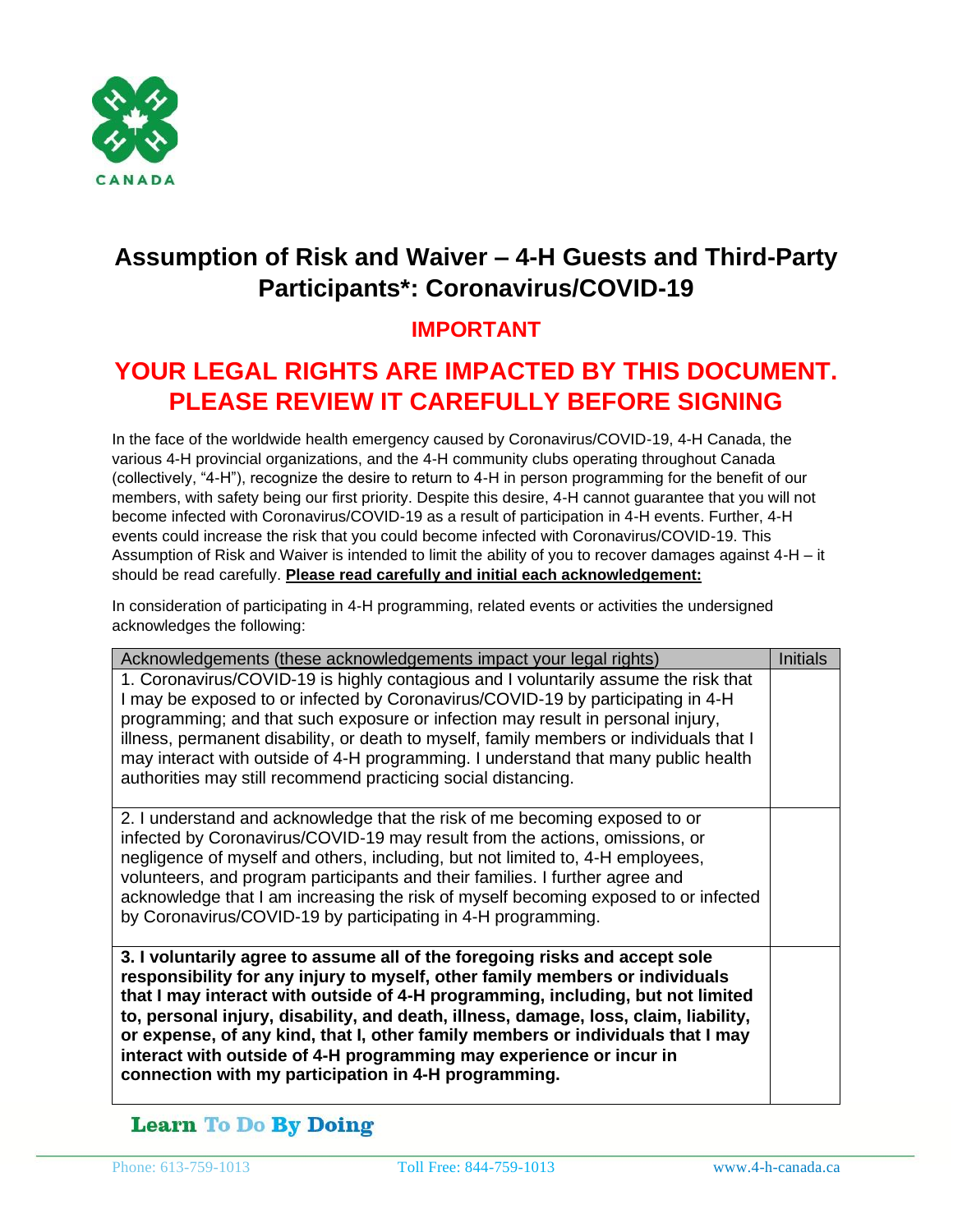# Assumption of Risk and Waiver – 4-H Guests and Third-Party Participants*: Coronavirus/COVID-19

## IMPORTANT

## YOUR LEGAL RIGHTS ARE IMPACTED BY THIS DOCUMENT. PLEASE REVIEW IT CAREFULLY BEFORE SIGNING

In the face of the worldwide health emergency caused by Coronavirus/COVID-19, 4-H Canada, the various 4-H provincial organizations, and the 4-H community clubs operating throughout Canada (collectively, "4-H"), recognize the desire to return to 4-H in person programming for the benefit of our members, with safety being our first priority. Despite this desire, 4-H cannot guarantee that you will not become infected with Coronavirus/COVID-19 as a result of participation in 4-H events. Further, 4-H events could increase the risk that you could become infected with Coronavirus/COVID-19. This Assumption of Risk and Waiver is intended to limit the ability of you to recover damages against 4-H – it should be read carefully. **Please read carefully and initial each acknowledgement:**

In consideration of participating in 4-H programming, related events or activities the undersigned acknowledges the following:

| Acknowledgements (these acknowledgements impact your legal rights) | Initials |
|---|---|
| 1. Coronavirus/COVID-19 is highly contagious and I voluntarily assume the risk that I may be exposed to or infected by Coronavirus/COVID-19 by participating in 4-H programming; and that such exposure or infection may result in personal injury, illness, permanent disability, or death to myself, family members or individuals that I may interact with outside of 4-H programming. I understand that many public health authorities may still recommend practicing social distancing. | |
| 2. I understand and acknowledge that the risk of me becoming exposed to or infected by Coronavirus/COVID-19 may result from the actions, omissions, or negligence of myself and others, including, but not limited to, 4-H employees, volunteers, and program participants and their families. I further agree and acknowledge that I am increasing the risk of myself becoming exposed to or infected by Coronavirus/COVID-19 by participating in 4-H programming. | |
| **3. I voluntarily agree to assume all of the foregoing risks and accept sole responsibility for any injury to myself, other family members or individuals that I may interact with outside of 4-H programming, including, but not limited to, personal injury, disability, and death, illness, damage, loss, claim, liability, or expense, of any kind, that I, other family members or individuals that I may interact with outside of 4-H programming may experience or incur in connection with my participation in 4-H programming.** | |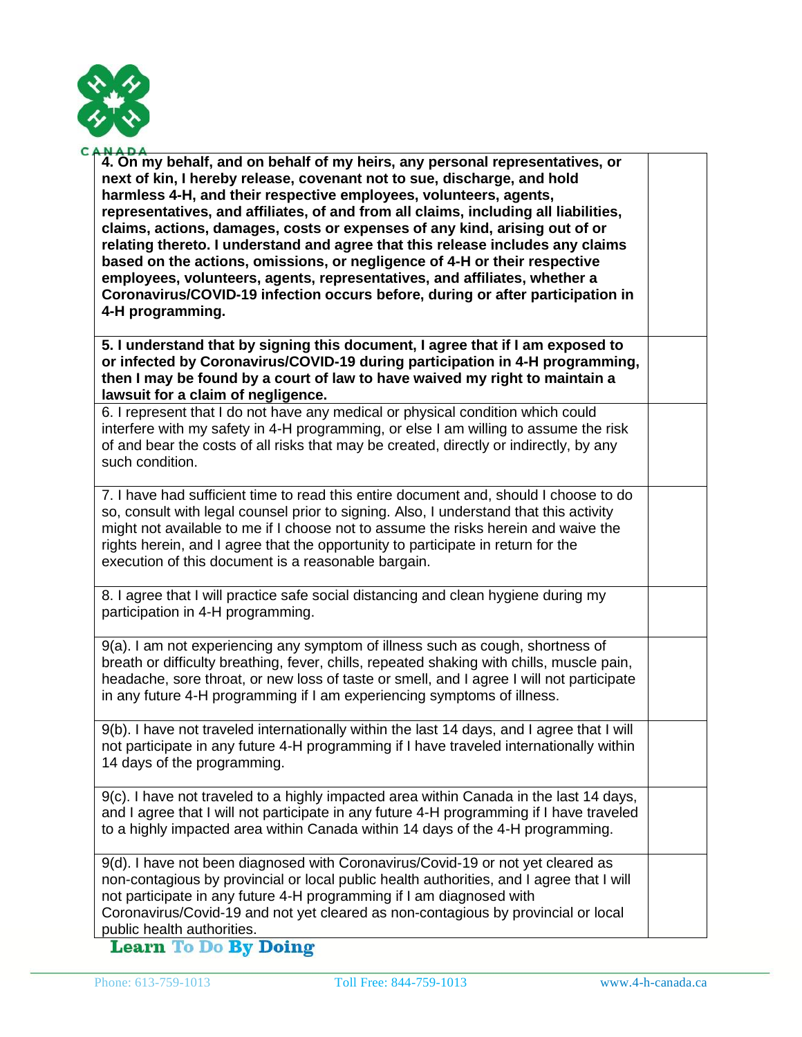| | |
|---|---|
| **4. On my behalf, and on behalf of my heirs, any personal representatives, or next of kin, I hereby release, covenant not to sue, discharge, and hold harmless 4-H, and their respective employees, volunteers, agents, representatives, and affiliates, of and from all claims, including all liabilities, claims, actions, damages, costs or expenses of any kind, arising out of or relating thereto. I understand and agree that this release includes any claims based on the actions, omissions, or negligence of 4-H or their respective employees, volunteers, agents, representatives, and affiliates, whether a Coronavirus/COVID-19 infection occurs before, during or after participation in 4-H programming.** | |
| **5. I understand that by signing this document, I agree that if I am exposed to or infected by Coronavirus/COVID-19 during participation in 4-H programming, then I may be found by a court of law to have waived my right to maintain a lawsuit for a claim of negligence.** | |
| 6. I represent that I do not have any medical or physical condition which could interfere with my safety in 4-H programming, or else I am willing to assume the risk of and bear the costs of all risks that may be created, directly or indirectly, by any such condition. | |
| 7. I have had sufficient time to read this entire document and, should I choose to do so, consult with legal counsel prior to signing. Also, I understand that this activity might not available to me if I choose not to assume the risks herein and waive the rights herein, and I agree that the opportunity to participate in return for the execution of this document is a reasonable bargain. | |
| 8. I agree that I will practice safe social distancing and clean hygiene during my participation in 4-H programming. | |
| 9(a). I am not experiencing any symptom of illness such as cough, shortness of breath or difficulty breathing, fever, chills, repeated shaking with chills, muscle pain, headache, sore throat, or new loss of taste or smell, and I agree I will not participate in any future 4-H programming if I am experiencing symptoms of illness. | |
| 9(b). I have not traveled internationally within the last 14 days, and I agree that I will not participate in any future 4-H programming if I have traveled internationally within 14 days of the programming. | |
| 9(c). I have not traveled to a highly impacted area within Canada in the last 14 days, and I agree that I will not participate in any future 4-H programming if I have traveled to a highly impacted area within Canada within 14 days of the 4-H programming. | |
| 9(d). I have not been diagnosed with Coronavirus/Covid-19 or not yet cleared as non-contagious by provincial or local public health authorities, and I agree that I will not participate in any future 4-H programming if I am diagnosed with Coronavirus/Covid-19 and not yet cleared as non-contagious by provincial or local public health authorities. | |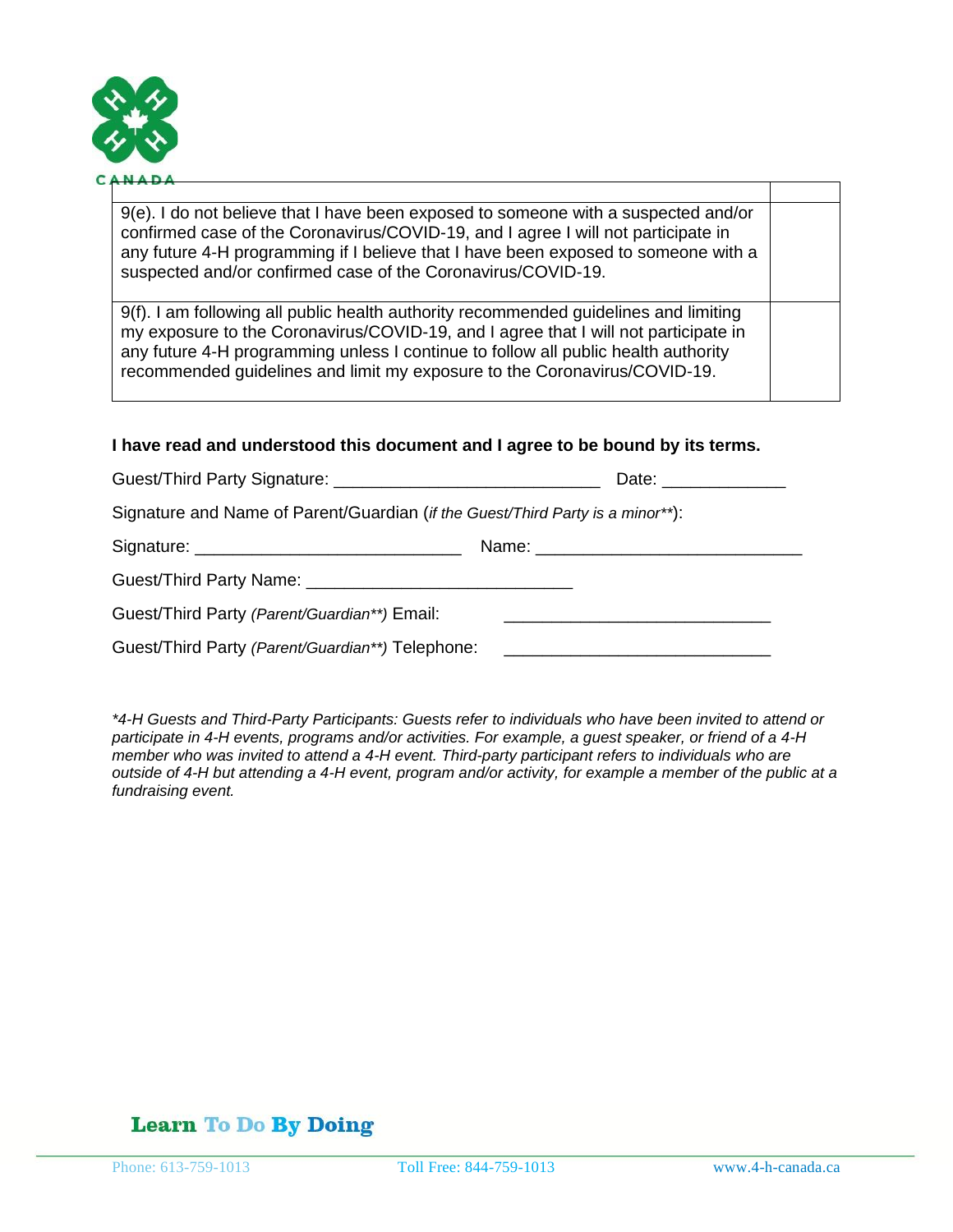| | |
|---|---|
| 9(e). I do not believe that I have been exposed to someone with a suspected and/or confirmed case of the Coronavirus/COVID-19, and I agree I will not participate in any future 4-H programming if I believe that I have been exposed to someone with a suspected and/or confirmed case of the Coronavirus/COVID-19. | |
| 9(f). I am following all public health authority recommended guidelines and limiting my exposure to the Coronavirus/COVID-19, and I agree that I will not participate in any future 4-H programming unless I continue to follow all public health authority recommended guidelines and limit my exposure to the Coronavirus/COVID-19. | |

**I have read and understood this document and I agree to be bound by its terms.**

Guest/Third Party Signature: ____________________________ Date: _____________

Signature and Name of Parent/Guardian (*if the Guest/Third Party is a minor***):

Signature: ____________________________ Name: ____________________________

Guest/Third Party Name: ____________________________

Guest/Third Party *(Parent/Guardian**)* Email: ____________________________

Guest/Third Party *(Parent/Guardian**)* Telephone: ____________________________

**4-H Guests and Third-Party Participants: Guests refer to individuals who have been invited to attend or participate in 4-H events, programs and/or activities. For example, a guest speaker, or friend of a 4-H member who was invited to attend a 4-H event. Third-party participant refers to individuals who are outside of 4-H but attending a 4-H event, program and/or activity, for example a member of the public at a fundraising event.*

**Learn To Do By Doing**

Phone: 613-759-1013 Toll Free: 844-759-1013 www.4-h-canada.ca